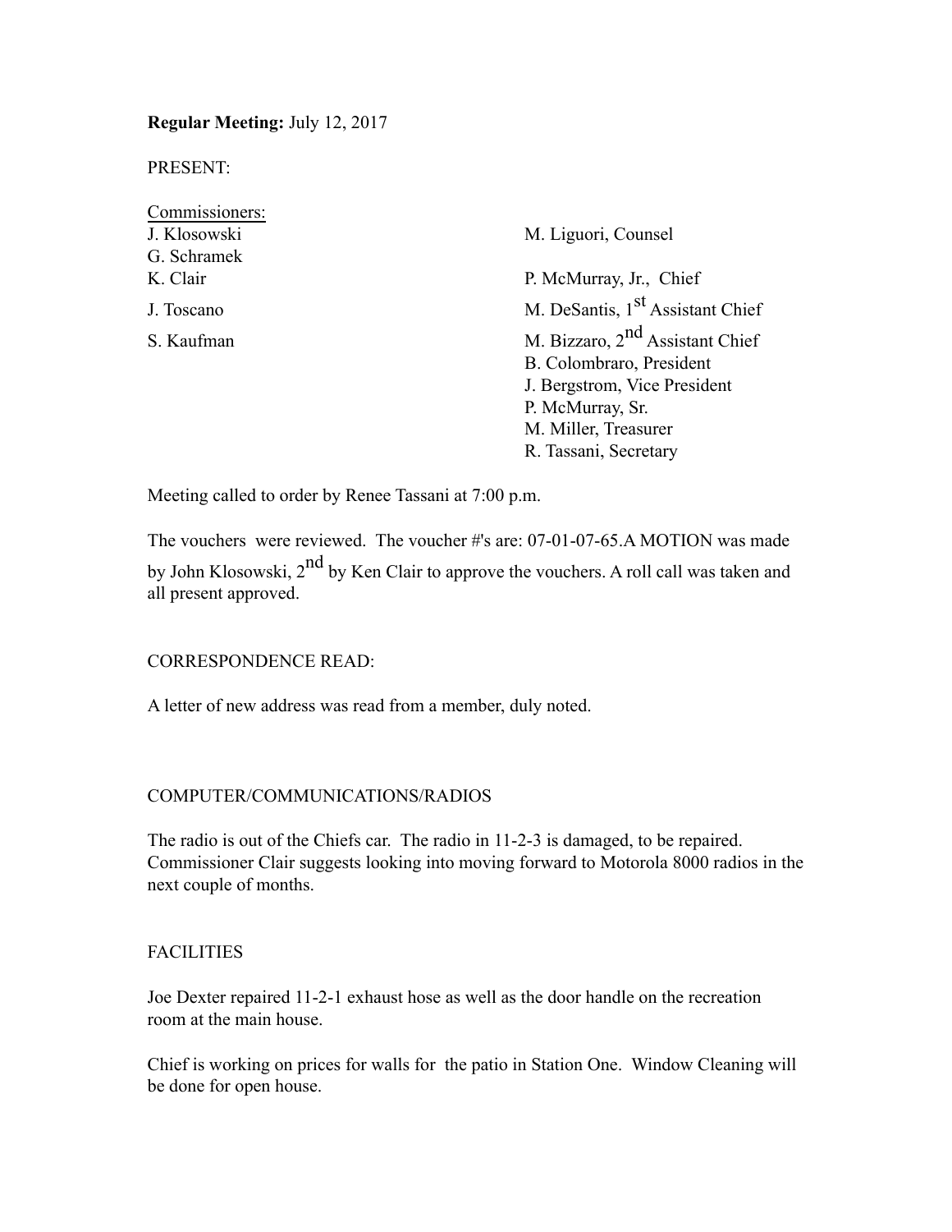**Regular Meeting:** July 12, 2017

PRESENT:

Commissioners:

J. Klosowski
G. Schramek
K. Clair
J. Toscano
S. Kaufman

M. Liguori, Counsel

P. McMurray, Jr., Chief
M. DeSantis, 1st Assistant Chief
M. Bizzaro, 2nd Assistant Chief
B. Colombraro, President
J. Bergstrom, Vice President
P. McMurray, Sr.
M. Miller, Treasurer
R. Tassani, Secretary

Meeting called to order by Renee Tassani at 7:00 p.m.

The vouchers were reviewed. The voucher #'s are: 07-01-07-65.A MOTION was made by John Klosowski, 2nd by Ken Clair to approve the vouchers. A roll call was taken and all present approved.

CORRESPONDENCE READ:

A letter of new address was read from a member, duly noted.

COMPUTER/COMMUNICATIONS/RADIOS

The radio is out of the Chiefs car. The radio in 11-2-3 is damaged, to be repaired. Commissioner Clair suggests looking into moving forward to Motorola 8000 radios in the next couple of months.

FACILITIES

Joe Dexter repaired 11-2-1 exhaust hose as well as the door handle on the recreation room at the main house.

Chief is working on prices for walls for the patio in Station One. Window Cleaning will be done for open house.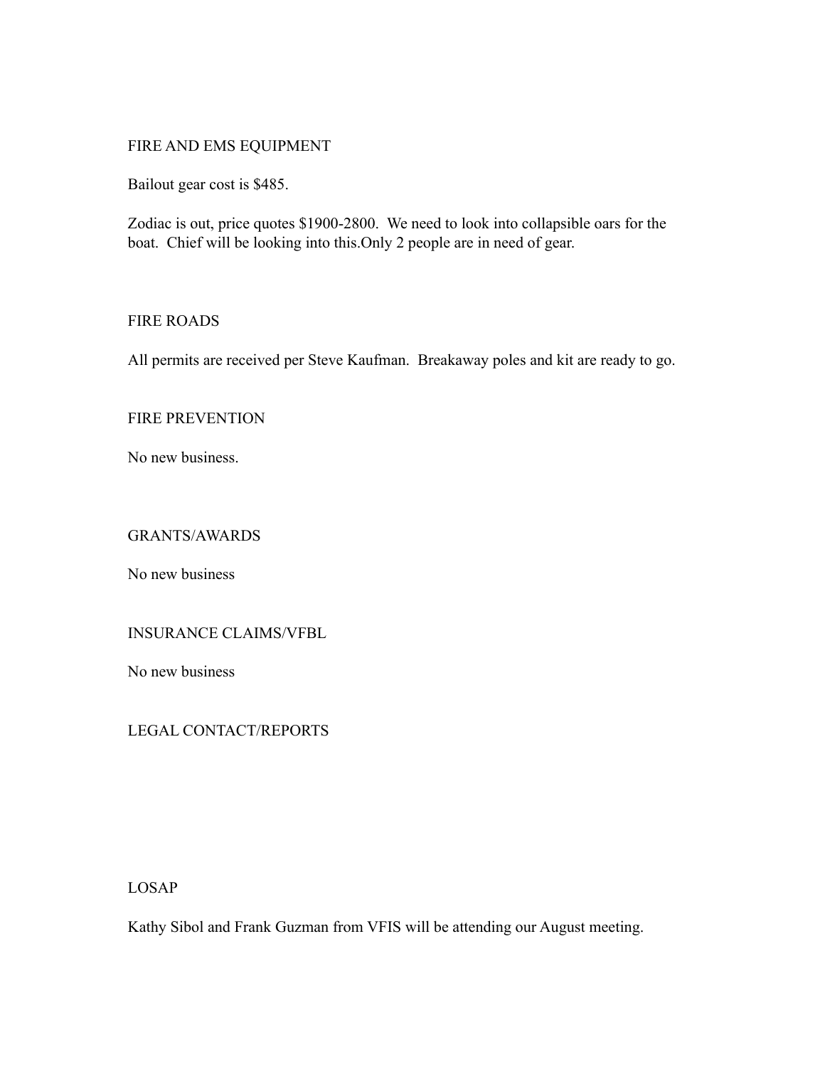## FIRE AND EMS EQUIPMENT

Bailout gear cost is $485.

Zodiac is out, price quotes $1900-2800. We need to look into collapsible oars for the boat. Chief will be looking into this.Only 2 people are in need of gear.

## FIRE ROADS

All permits are received per Steve Kaufman. Breakaway poles and kit are ready to go.

## FIRE PREVENTION

No new business.

## GRANTS/AWARDS

No new business

## INSURANCE CLAIMS/VFBL

No new business

## LEGAL CONTACT/REPORTS

## LOSAP

Kathy Sibol and Frank Guzman from VFIS will be attending our August meeting.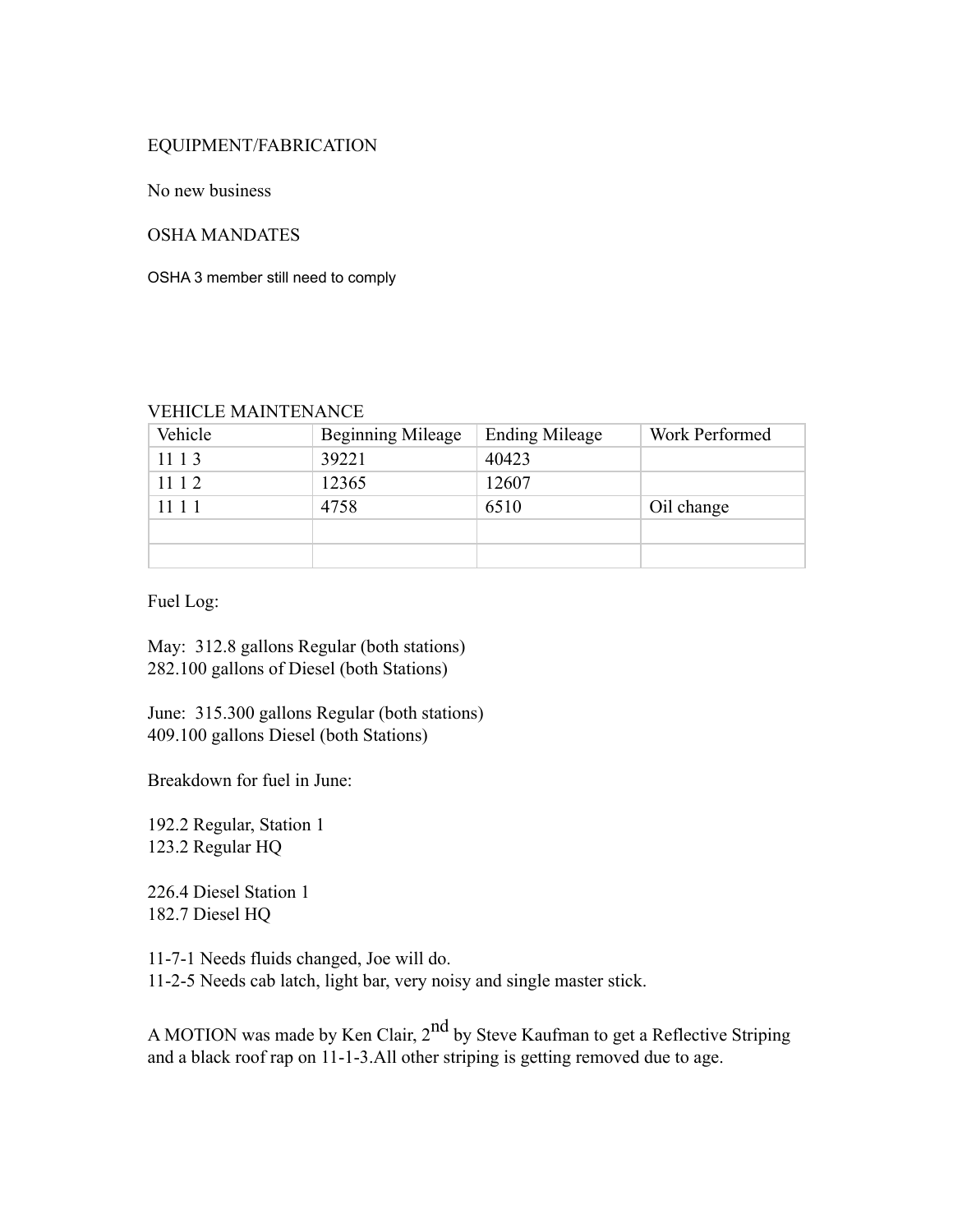## EQUIPMENT/FABRICATION

No new business

## OSHA MANDATES

OSHA 3 member still need to comply

## VEHICLE MAINTENANCE

| Vehicle | Beginning Mileage | Ending Mileage | Work Performed |
|---|---|---|---|
| 11 1 3 | 39221 | 40423 | |
| 11 1 2 | 12365 | 12607 | |
| 11 1 1 | 4758 | 6510 | Oil change |
| | | | |
| | | | |

Fuel Log:

May: 312.8 gallons Regular (both stations)
282.100 gallons of Diesel (both Stations)

June: 315.300 gallons Regular (both stations)
409.100 gallons Diesel (both Stations)

Breakdown for fuel in June:

192.2 Regular, Station 1
123.2 Regular HQ

226.4 Diesel Station 1
182.7 Diesel HQ

11-7-1 Needs fluids changed, Joe will do.
11-2-5 Needs cab latch, light bar, very noisy and single master stick.

A MOTION was made by Ken Clair, 2nd by Steve Kaufman to get a Reflective Striping and a black roof rap on 11-1-3.All other striping is getting removed due to age.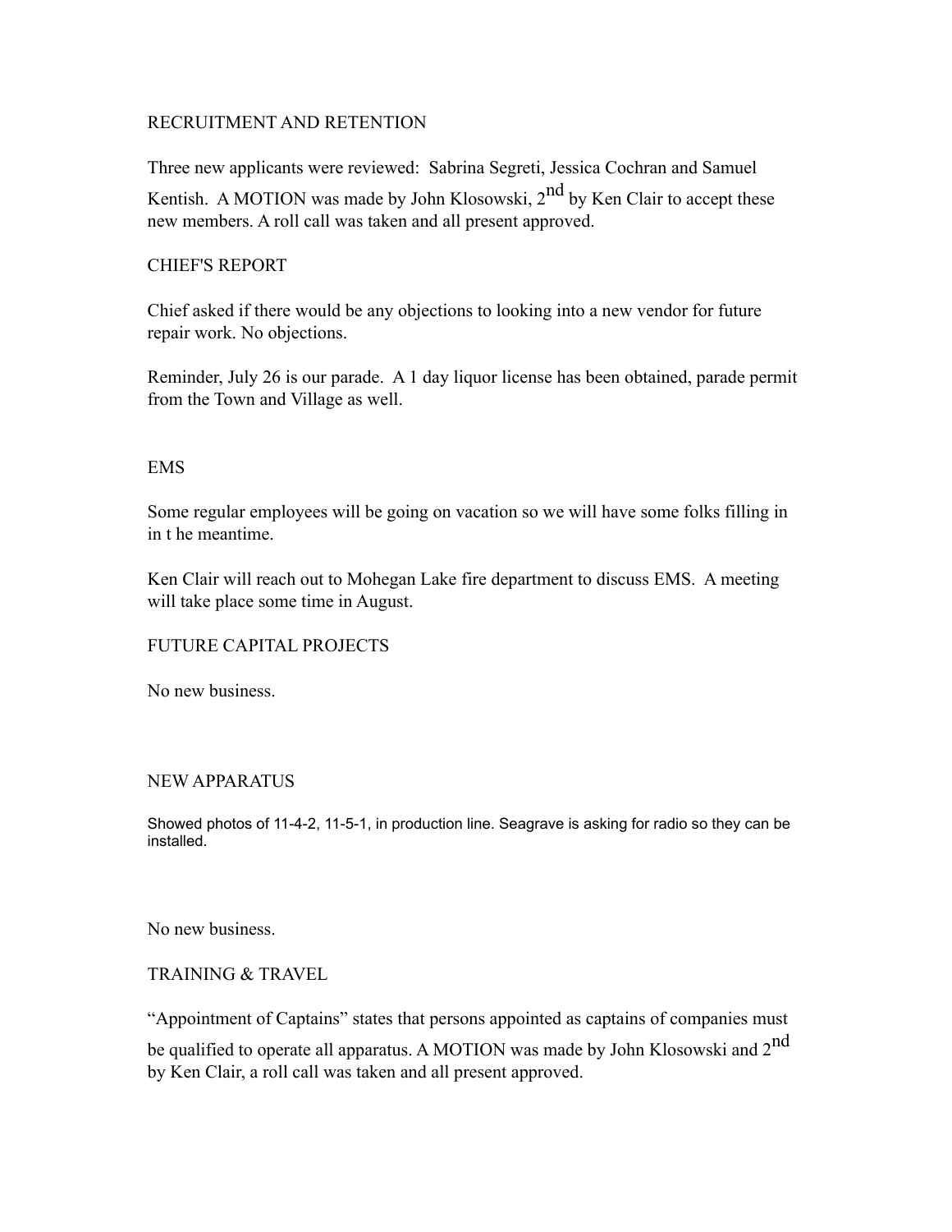## RECRUITMENT AND RETENTION

Three new applicants were reviewed: Sabrina Segreti, Jessica Cochran and Samuel Kentish. A MOTION was made by John Klosowski, 2nd by Ken Clair to accept these new members. A roll call was taken and all present approved.

## CHIEF'S REPORT

Chief asked if there would be any objections to looking into a new vendor for future repair work. No objections.

Reminder, July 26 is our parade. A 1 day liquor license has been obtained, parade permit from the Town and Village as well.

## EMS

Some regular employees will be going on vacation so we will have some folks filling in in t he meantime.

Ken Clair will reach out to Mohegan Lake fire department to discuss EMS. A meeting will take place some time in August.

## FUTURE CAPITAL PROJECTS

No new business.

## NEW APPARATUS

Showed photos of 11-4-2, 11-5-1, in production line. Seagrave is asking for radio so they can be installed.

No new business.

## TRAINING & TRAVEL

"Appointment of Captains" states that persons appointed as captains of companies must be qualified to operate all apparatus. A MOTION was made by John Klosowski and 2nd by Ken Clair, a roll call was taken and all present approved.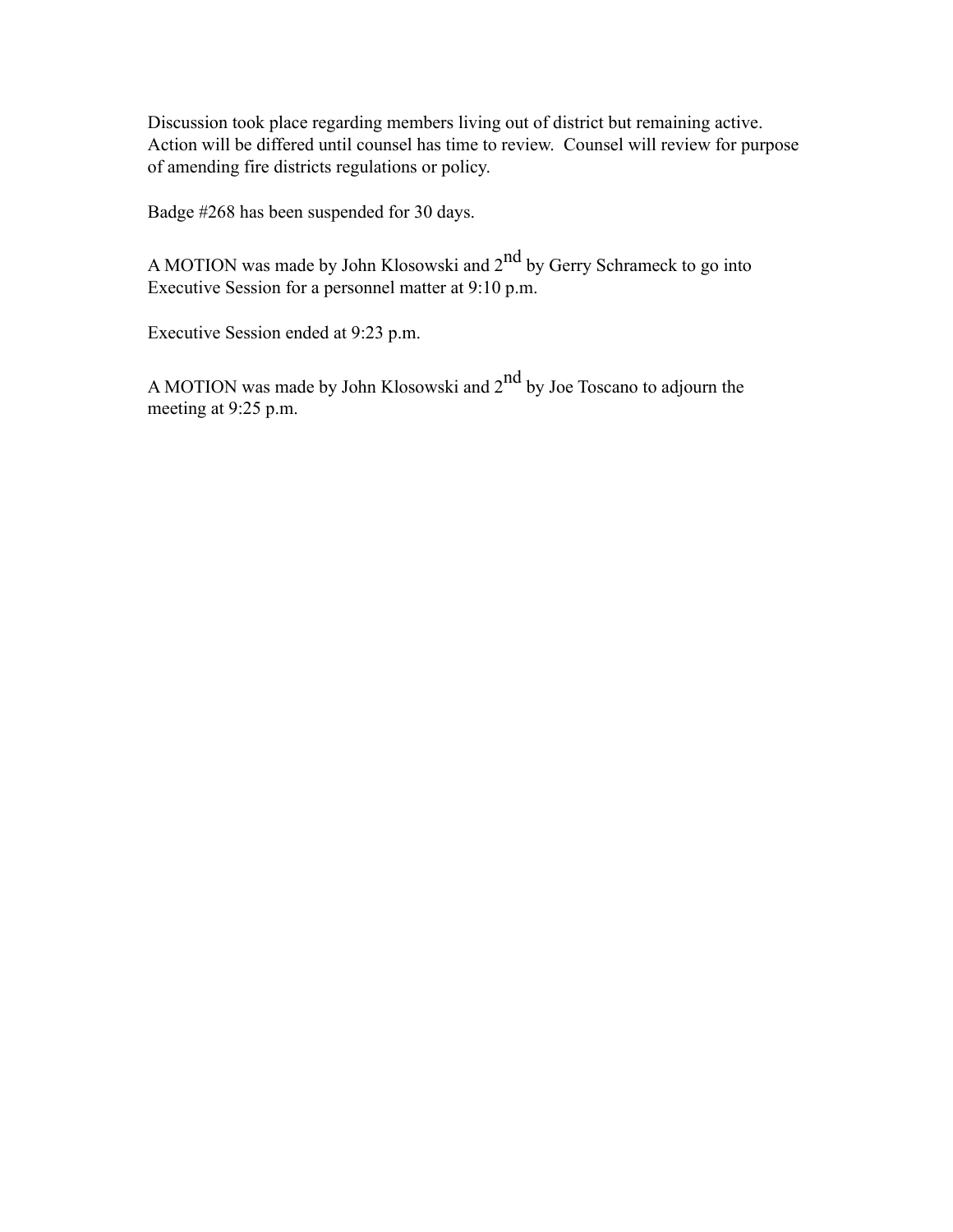Discussion took place regarding members living out of district but remaining active. Action will be differed until counsel has time to review. Counsel will review for purpose of amending fire districts regulations or policy.

Badge #268 has been suspended for 30 days.

A MOTION was made by John Klosowski and 2nd by Gerry Schrameck to go into Executive Session for a personnel matter at 9:10 p.m.

Executive Session ended at 9:23 p.m.

A MOTION was made by John Klosowski and 2nd by Joe Toscano to adjourn the meeting at 9:25 p.m.